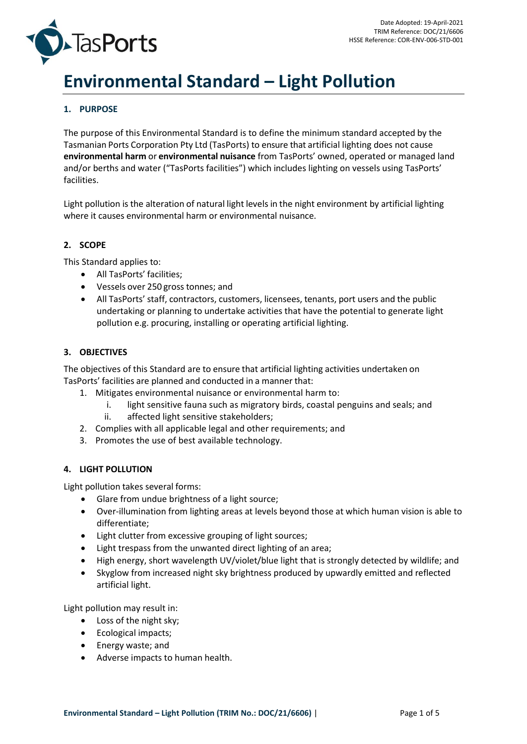Date Adopted: 19-April-2021
TRIM Reference: DOC/21/6606
HSSE Reference: COR-ENV-006-STD-001

# Environmental Standard – Light Pollution

## 1. PURPOSE

The purpose of this Environmental Standard is to define the minimum standard accepted by the Tasmanian Ports Corporation Pty Ltd (TasPorts) to ensure that artificial lighting does not cause **environmental harm** or **environmental nuisance** from TasPorts' owned, operated or managed land and/or berths and water ("TasPorts facilities") which includes lighting on vessels using TasPorts' facilities.

Light pollution is the alteration of natural light levels in the night environment by artificial lighting where it causes environmental harm or environmental nuisance.

## 2. SCOPE

This Standard applies to:

- All TasPorts' facilities;
- Vessels over 250 gross tonnes; and
- All TasPorts' staff, contractors, customers, licensees, tenants, port users and the public undertaking or planning to undertake activities that have the potential to generate light pollution e.g. procuring, installing or operating artificial lighting.

## 3. OBJECTIVES

The objectives of this Standard are to ensure that artificial lighting activities undertaken on TasPorts' facilities are planned and conducted in a manner that:

1. Mitigates environmental nuisance or environmental harm to:
   i. light sensitive fauna such as migratory birds, coastal penguins and seals; and
   ii. affected light sensitive stakeholders;
2. Complies with all applicable legal and other requirements; and
3. Promotes the use of best available technology.

## 4. LIGHT POLLUTION

Light pollution takes several forms:

- Glare from undue brightness of a light source;
- Over-illumination from lighting areas at levels beyond those at which human vision is able to differentiate;
- Light clutter from excessive grouping of light sources;
- Light trespass from the unwanted direct lighting of an area;
- High energy, short wavelength UV/violet/blue light that is strongly detected by wildlife; and
- Skyglow from increased night sky brightness produced by upwardly emitted and reflected artificial light.

Light pollution may result in:

- Loss of the night sky;
- Ecological impacts;
- Energy waste; and
- Adverse impacts to human health.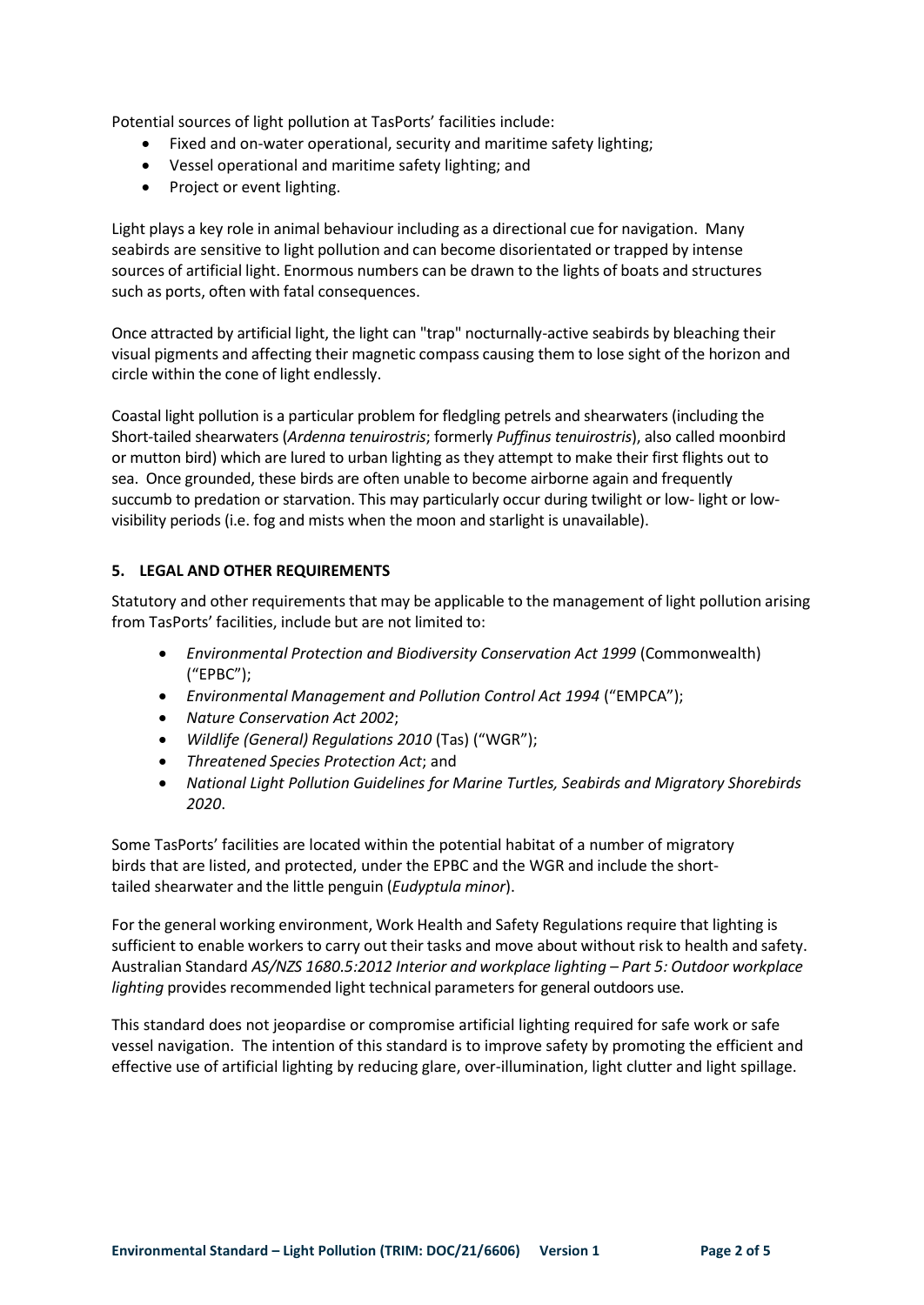Potential sources of light pollution at TasPorts' facilities include:

- Fixed and on-water operational, security and maritime safety lighting;
- Vessel operational and maritime safety lighting; and
- Project or event lighting.

Light plays a key role in animal behaviour including as a directional cue for navigation. Many seabirds are sensitive to light pollution and can become disorientated or trapped by intense sources of artificial light. Enormous numbers can be drawn to the lights of boats and structures such as ports, often with fatal consequences.

Once attracted by artificial light, the light can "trap" nocturnally-active seabirds by bleaching their visual pigments and affecting their magnetic compass causing them to lose sight of the horizon and circle within the cone of light endlessly.

Coastal light pollution is a particular problem for fledgling petrels and shearwaters (including the Short-tailed shearwaters (*Ardenna tenuirostris*; formerly *Puffinus tenuirostris*), also called moonbird or mutton bird) which are lured to urban lighting as they attempt to make their first flights out to sea. Once grounded, these birds are often unable to become airborne again and frequently succumb to predation or starvation. This may particularly occur during twilight or low- light or low-visibility periods (i.e. fog and mists when the moon and starlight is unavailable).

## 5. LEGAL AND OTHER REQUIREMENTS

Statutory and other requirements that may be applicable to the management of light pollution arising from TasPorts' facilities, include but are not limited to:

- *Environmental Protection and Biodiversity Conservation Act 1999* (Commonwealth) ("EPBC");
- *Environmental Management and Pollution Control Act 1994* ("EMPCA");
- *Nature Conservation Act 2002*;
- *Wildlife (General) Regulations 2010* (Tas) ("WGR");
- *Threatened Species Protection Act*; and
- *National Light Pollution Guidelines for Marine Turtles, Seabirds and Migratory Shorebirds 2020*.

Some TasPorts' facilities are located within the potential habitat of a number of migratory birds that are listed, and protected, under the EPBC and the WGR and include the short-tailed shearwater and the little penguin (*Eudyptula minor*).

For the general working environment, Work Health and Safety Regulations require that lighting is sufficient to enable workers to carry out their tasks and move about without risk to health and safety. Australian Standard *AS/NZS 1680.5:2012 Interior and workplace lighting – Part 5: Outdoor workplace lighting* provides recommended light technical parameters for general outdoors use.

This standard does not jeopardise or compromise artificial lighting required for safe work or safe vessel navigation. The intention of this standard is to improve safety by promoting the efficient and effective use of artificial lighting by reducing glare, over-illumination, light clutter and light spillage.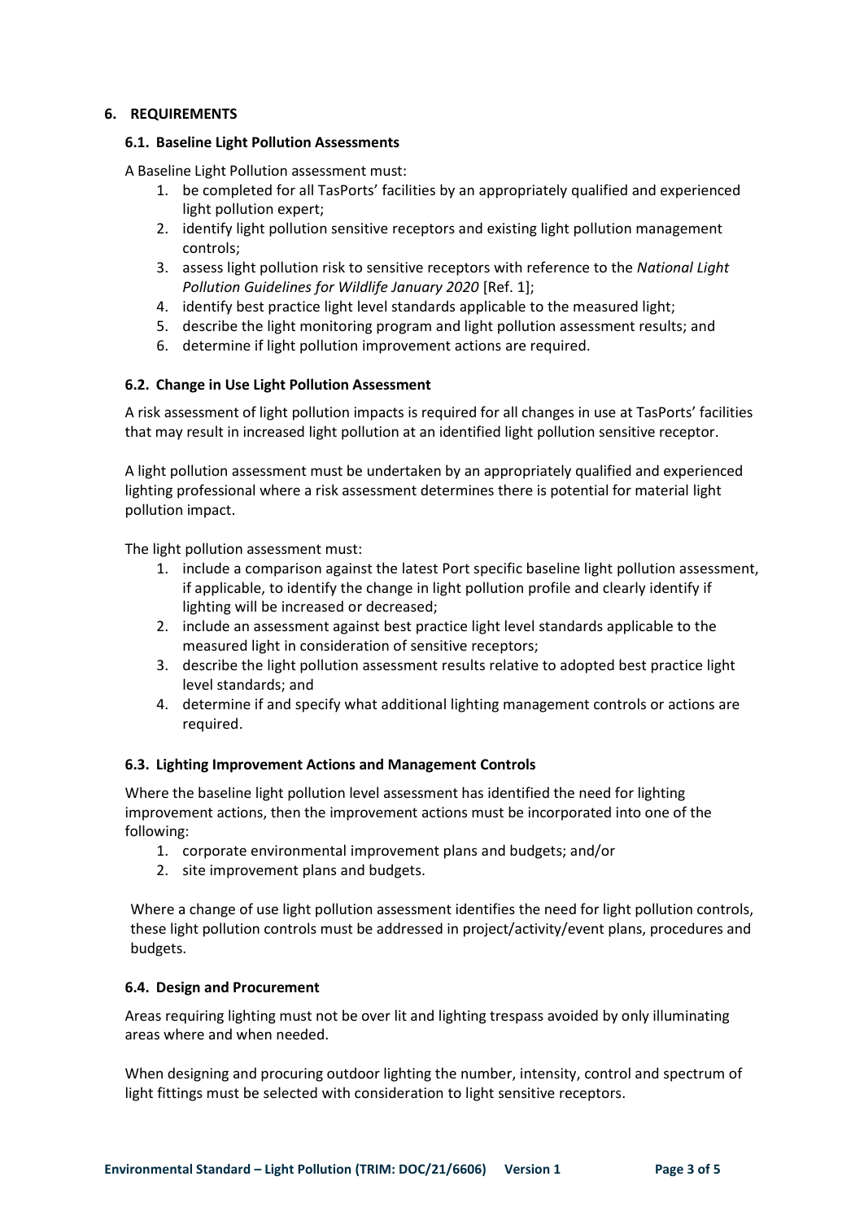## 6. REQUIREMENTS

### 6.1. Baseline Light Pollution Assessments

A Baseline Light Pollution assessment must:

1. be completed for all TasPorts' facilities by an appropriately qualified and experienced light pollution expert;
2. identify light pollution sensitive receptors and existing light pollution management controls;
3. assess light pollution risk to sensitive receptors with reference to the *National Light Pollution Guidelines for Wildlife January 2020* [Ref. 1];
4. identify best practice light level standards applicable to the measured light;
5. describe the light monitoring program and light pollution assessment results; and
6. determine if light pollution improvement actions are required.

### 6.2. Change in Use Light Pollution Assessment

A risk assessment of light pollution impacts is required for all changes in use at TasPorts' facilities that may result in increased light pollution at an identified light pollution sensitive receptor.

A light pollution assessment must be undertaken by an appropriately qualified and experienced lighting professional where a risk assessment determines there is potential for material light pollution impact.

The light pollution assessment must:

1. include a comparison against the latest Port specific baseline light pollution assessment, if applicable, to identify the change in light pollution profile and clearly identify if lighting will be increased or decreased;
2. include an assessment against best practice light level standards applicable to the measured light in consideration of sensitive receptors;
3. describe the light pollution assessment results relative to adopted best practice light level standards; and
4. determine if and specify what additional lighting management controls or actions are required.

### 6.3. Lighting Improvement Actions and Management Controls

Where the baseline light pollution level assessment has identified the need for lighting improvement actions, then the improvement actions must be incorporated into one of the following:

1. corporate environmental improvement plans and budgets; and/or
2. site improvement plans and budgets.

Where a change of use light pollution assessment identifies the need for light pollution controls, these light pollution controls must be addressed in project/activity/event plans, procedures and budgets.

### 6.4. Design and Procurement

Areas requiring lighting must not be over lit and lighting trespass avoided by only illuminating areas where and when needed.

When designing and procuring outdoor lighting the number, intensity, control and spectrum of light fittings must be selected with consideration to light sensitive receptors.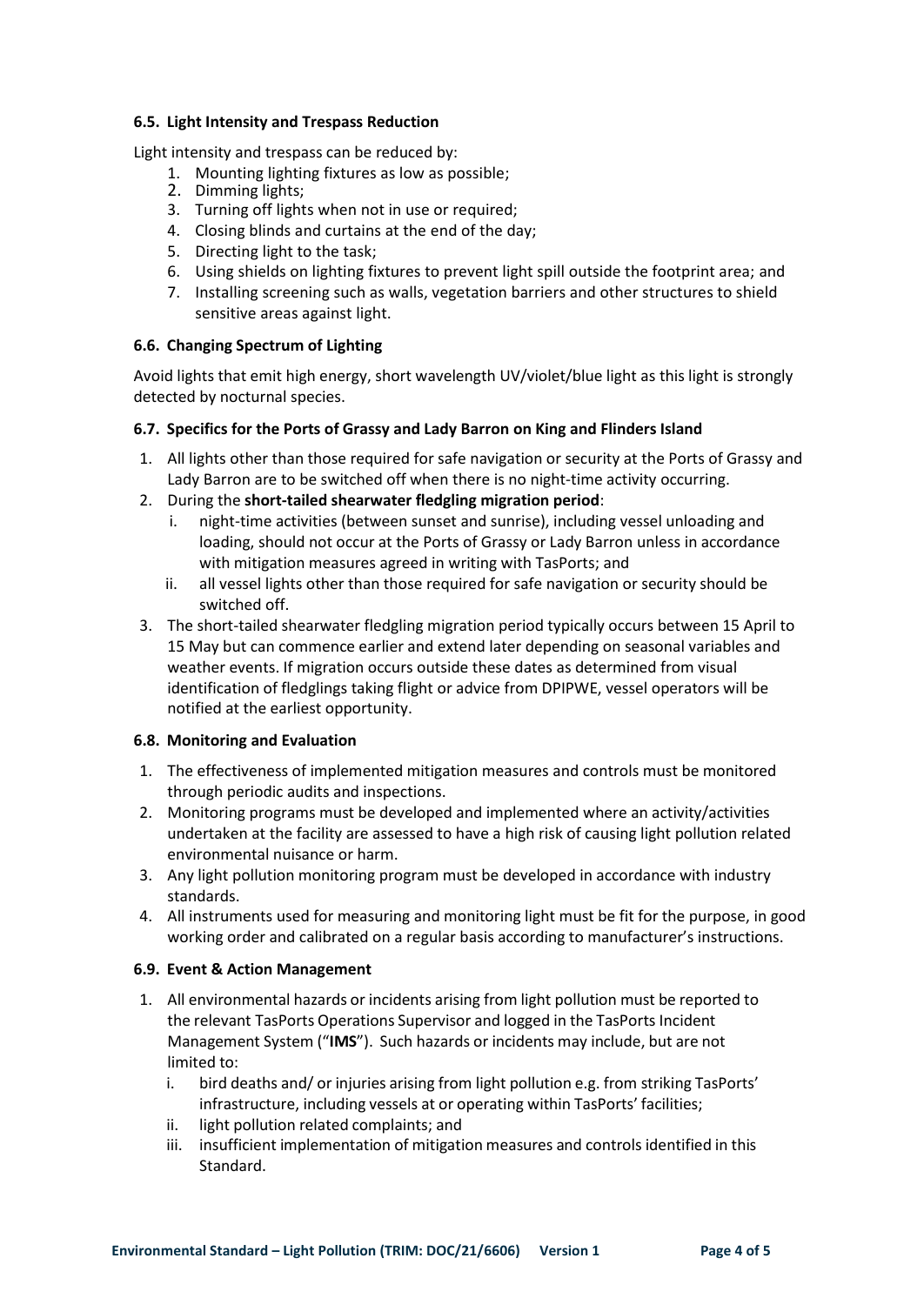### 6.5. Light Intensity and Trespass Reduction

Light intensity and trespass can be reduced by:

1. Mounting lighting fixtures as low as possible;
2. Dimming lights;
3. Turning off lights when not in use or required;
4. Closing blinds and curtains at the end of the day;
5. Directing light to the task;
6. Using shields on lighting fixtures to prevent light spill outside the footprint area; and
7. Installing screening such as walls, vegetation barriers and other structures to shield sensitive areas against light.

### 6.6. Changing Spectrum of Lighting

Avoid lights that emit high energy, short wavelength UV/violet/blue light as this light is strongly detected by nocturnal species.

### 6.7. Specifics for the Ports of Grassy and Lady Barron on King and Flinders Island

1. All lights other than those required for safe navigation or security at the Ports of Grassy and Lady Barron are to be switched off when there is no night-time activity occurring.
2. During the **short-tailed shearwater fledgling migration period**:
   i. night-time activities (between sunset and sunrise), including vessel unloading and loading, should not occur at the Ports of Grassy or Lady Barron unless in accordance with mitigation measures agreed in writing with TasPorts; and
   ii. all vessel lights other than those required for safe navigation or security should be switched off.
3. The short-tailed shearwater fledgling migration period typically occurs between 15 April to 15 May but can commence earlier and extend later depending on seasonal variables and weather events. If migration occurs outside these dates as determined from visual identification of fledglings taking flight or advice from DPIPWE, vessel operators will be notified at the earliest opportunity.

### 6.8. Monitoring and Evaluation

1. The effectiveness of implemented mitigation measures and controls must be monitored through periodic audits and inspections.
2. Monitoring programs must be developed and implemented where an activity/activities undertaken at the facility are assessed to have a high risk of causing light pollution related environmental nuisance or harm.
3. Any light pollution monitoring program must be developed in accordance with industry standards.
4. All instruments used for measuring and monitoring light must be fit for the purpose, in good working order and calibrated on a regular basis according to manufacturer's instructions.

### 6.9. Event & Action Management

1. All environmental hazards or incidents arising from light pollution must be reported to the relevant TasPorts Operations Supervisor and logged in the TasPorts Incident Management System ("**IMS**"). Such hazards or incidents may include, but are not limited to:
   i. bird deaths and/ or injuries arising from light pollution e.g. from striking TasPorts' infrastructure, including vessels at or operating within TasPorts' facilities;
   ii. light pollution related complaints; and
   iii. insufficient implementation of mitigation measures and controls identified in this Standard.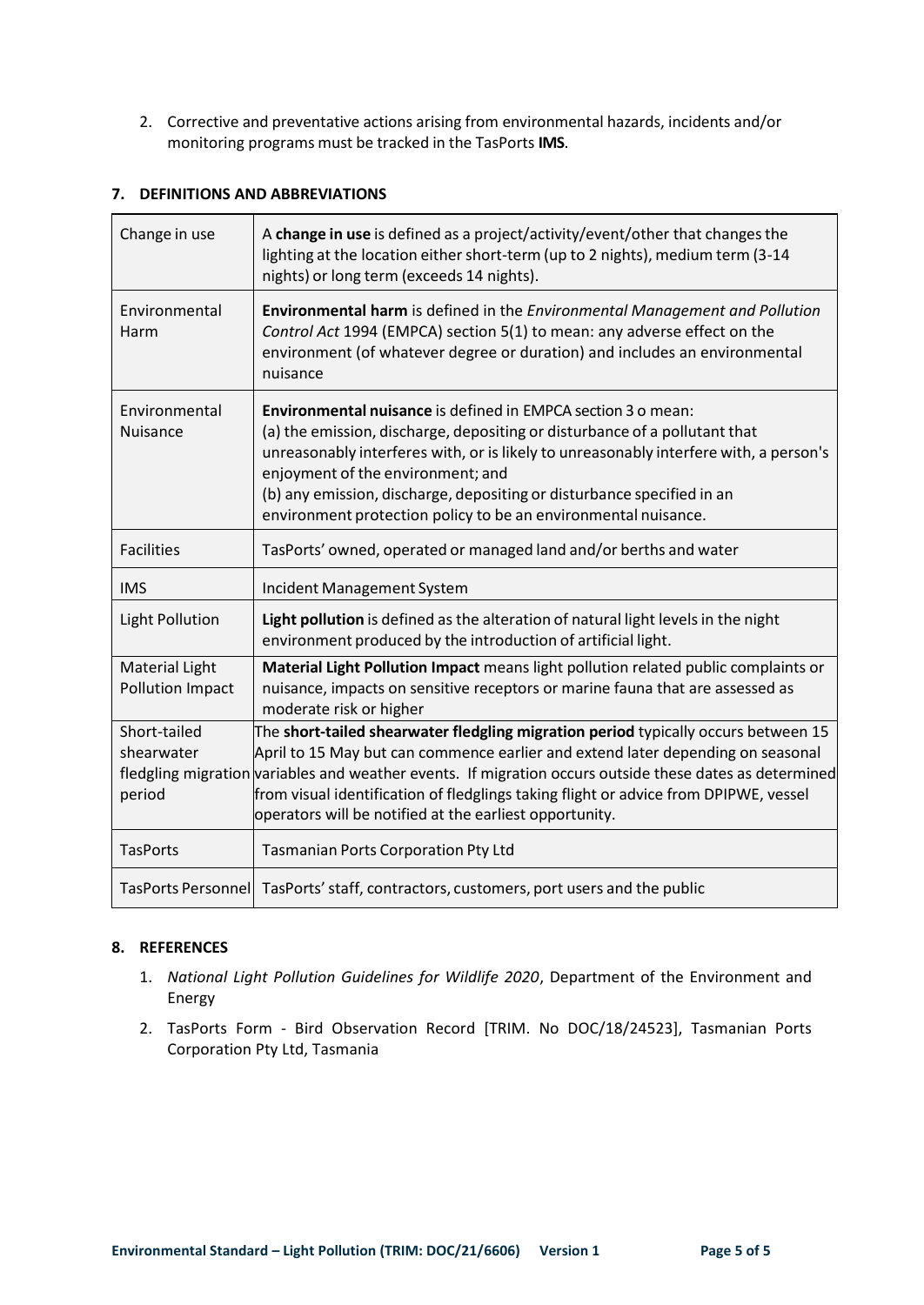2. Corrective and preventative actions arising from environmental hazards, incidents and/or monitoring programs must be tracked in the TasPorts **IMS**.

## 7. DEFINITIONS AND ABBREVIATIONS

| | |
|---|---|
| Change in use | A **change in use** is defined as a project/activity/event/other that changes the lighting at the location either short-term (up to 2 nights), medium term (3-14 nights) or long term (exceeds 14 nights). |
| Environmental Harm | **Environmental harm** is defined in the *Environmental Management and Pollution Control Act* 1994 (EMPCA) section 5(1) to mean: any adverse effect on the environment (of whatever degree or duration) and includes an environmental nuisance |
| Environmental Nuisance | **Environmental nuisance** is defined in EMPCA section 3 o mean:<br>(a) the emission, discharge, depositing or disturbance of a pollutant that unreasonably interferes with, or is likely to unreasonably interfere with, a person's enjoyment of the environment; and<br>(b) any emission, discharge, depositing or disturbance specified in an environment protection policy to be an environmental nuisance. |
| Facilities | TasPorts' owned, operated or managed land and/or berths and water |
| IMS | Incident Management System |
| Light Pollution | **Light pollution** is defined as the alteration of natural light levels in the night environment produced by the introduction of artificial light. |
| Material Light Pollution Impact | **Material Light Pollution Impact** means light pollution related public complaints or nuisance, impacts on sensitive receptors or marine fauna that are assessed as moderate risk or higher |
| Short-tailed shearwater fledgling migration period | The **short-tailed shearwater fledgling migration period** typically occurs between 15 April to 15 May but can commence earlier and extend later depending on seasonal variables and weather events. If migration occurs outside these dates as determined from visual identification of fledglings taking flight or advice from DPIPWE, vessel operators will be notified at the earliest opportunity. |
| TasPorts | Tasmanian Ports Corporation Pty Ltd |
| TasPorts Personnel | TasPorts' staff, contractors, customers, port users and the public |

## 8. REFERENCES

1. *National Light Pollution Guidelines for Wildlife 2020*, Department of the Environment and Energy
2. TasPorts Form - Bird Observation Record [TRIM. No DOC/18/24523], Tasmanian Ports Corporation Pty Ltd, Tasmania